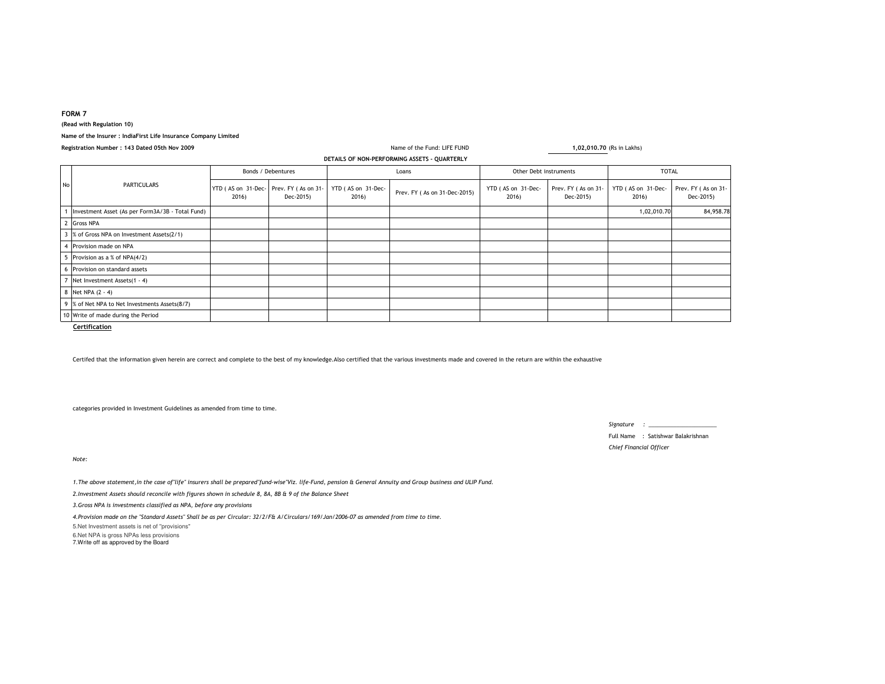**FORM 7**

**(Read with Regulation 10)**

**Name of the Insurer : IndiaFirst Life Insurance Company Limited**

**Registration Number : 143 Dated 05th Nov 2009**

Name of the Fund: LIFE FUND **1,02,010.70** (Rs in Lakhs)

**DETAILS OF NON-PERFORMING ASSETS - QUARTERLY**

| No | PARTICULARS | Bonds / Debentures | | Loans | | Other Debt instruments | | TOTAL | |
|---|---|---|---|---|---|---|---|---|---|
| | | YTD ( AS on 31-Dec-2016) | Prev. FY ( As on 31-Dec-2015) | YTD ( AS on 31-Dec-2016) | Prev. FY ( As on 31-Dec-2015) | YTD ( AS on 31-Dec-2016) | Prev. FY ( As on 31-Dec-2015) | YTD ( AS on 31-Dec-2016) | Prev. FY ( As on 31-Dec-2015) |
| 1 | Investment Asset (As per Form3A/3B - Total Fund) | | | | | | | 1,02,010.70 | 84,958.78 |
| 2 | Gross NPA | | | | | | | | |
| 3 | % of Gross NPA on Investment Assets(2/1) | | | | | | | | |
| 4 | Provision made on NPA | | | | | | | | |
| 5 | Provision as a % of NPA(4/2) | | | | | | | | |
| 6 | Provision on standard assets | | | | | | | | |
| 7 | Net Investment Assets(1 - 4) | | | | | | | | |
| 8 | Net NPA (2 - 4) | | | | | | | | |
| 9 | % of Net NPA to Net Investments Assets(8/7) | | | | | | | | |
| 10 | Write of made during the Period | | | | | | | | |

**Certification**

Certifed that the information given herein are correct and complete to the best of my knowledge.Also certified that the various investments made and covered in the return are within the exhaustive

categories provided in Investment Guidelines as amended from time to time.

*Signature* : ____________________

Full Name : Satishwar Balakrishnan

*Chief Financial Officer*

*Note:*

*1.The above statement,in the case of"life" insurers shall be prepared"fund-wise"Viz. life-Fund, pension & General Annuity and Group business and ULIP Fund.*

*2.Investment Assets should reconcile with figures shown in schedule 8, 8A, 8B & 9 of the Balance Sheet*

*3.Gross NPA is investments classified as NPA, before any provisions*

*4.Provision made on the "Standard Assets" Shall be as per Circular: 32/2/F& A/Circulars/169/Jan/2006-07 as amended from time to time.*

5.Net Investment assets is net of ''provisions''

6.Net NPA is gross NPAs less provisions

7.Write off as approved by the Board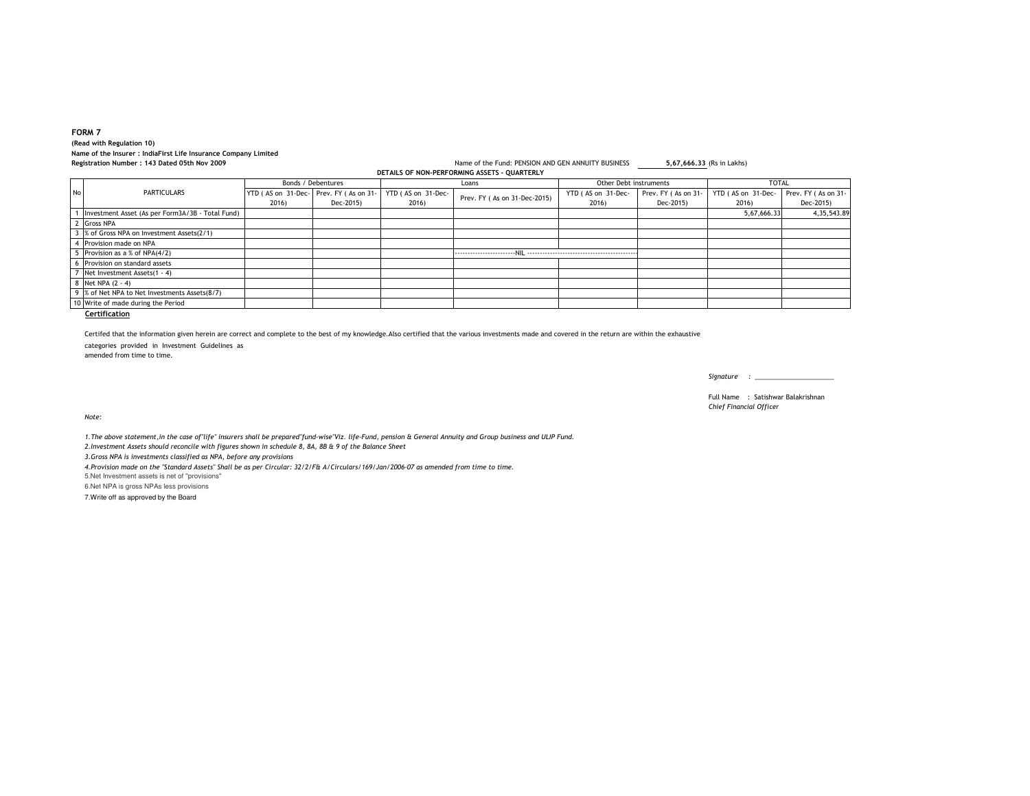**FORM 7**

**(Read with Regulation 10)**

**Name of the Insurer : IndiaFirst Life Insurance Company Limited**

**Registration Number : 143 Dated 05th Nov 2009**

Name of the Fund: PENSION AND GEN ANNUITY BUSINESS **5,67,666.33** (Rs in Lakhs)

**DETAILS OF NON-PERFORMING ASSETS - QUARTERLY**

| No | PARTICULARS | Bonds / Debentures | | Loans | | Other Debt instruments | | TOTAL | |
|---|---|---|---|---|---|---|---|---|---|
| | | YTD ( AS on 31-Dec-2016) | Prev. FY ( As on 31-Dec-2015) | YTD ( AS on 31-Dec-2016) | Prev. FY ( As on 31-Dec-2015) | YTD ( AS on 31-Dec-2016) | Prev. FY ( As on 31-Dec-2015) | YTD ( AS on 31-Dec-2016) | Prev. FY ( As on 31-Dec-2015) |
| 1 | Investment Asset (As per Form3A/3B - Total Fund) | | | | | | | 5,67,666.33 | 4,35,543.89 |
| 2 | Gross NPA | | | | | | | | |
| 3 | % of Gross NPA on Investment Assets(2/1) | | | | | | | | |
| 4 | Provision made on NPA | | | | | | | | |
| 5 | Provision as a % of NPA(4/2) | | | | ------------------------NIL ------------------------------------------- | | | | |
| 6 | Provision on standard assets | | | | | | | | |
| 7 | Net Investment Assets(1 - 4) | | | | | | | | |
| 8 | Net NPA (2 - 4) | | | | | | | | |
| 9 | % of Net NPA to Net Investments Assets(8/7) | | | | | | | | |
| 10 | Write of made during the Period | | | | | | | | |

**Certification**

Certifed that the information given herein are correct and complete to the best of my knowledge.Also certified that the various investments made and covered in the return are within the exhaustive categories provided in Investment Guidelines as amended from time to time.

*Signature* : \_\_\_\_\_\_\_\_\_\_\_\_\_\_\_\_\_\_\_\_\_

Full Name : Satishwar Balakrishnan
*Chief Financial Officer*

*Note:*

*1.The above statement,in the case of"life" insurers shall be prepared"fund-wise"Viz. life-Fund, pension & General Annuity and Group business and ULIP Fund.*

*2.Investment Assets should reconcile with figures shown in schedule 8, 8A, 8B & 9 of the Balance Sheet*

*3.Gross NPA is investments classified as NPA, before any provisions*

*4.Provision made on the "Standard Assets" Shall be as per Circular: 32/2/F& A/Circulars/169/Jan/2006-07 as amended from time to time.*

5.Net Investment assets is net of "provisions"

6.Net NPA is gross NPAs less provisions

7.Write off as approved by the Board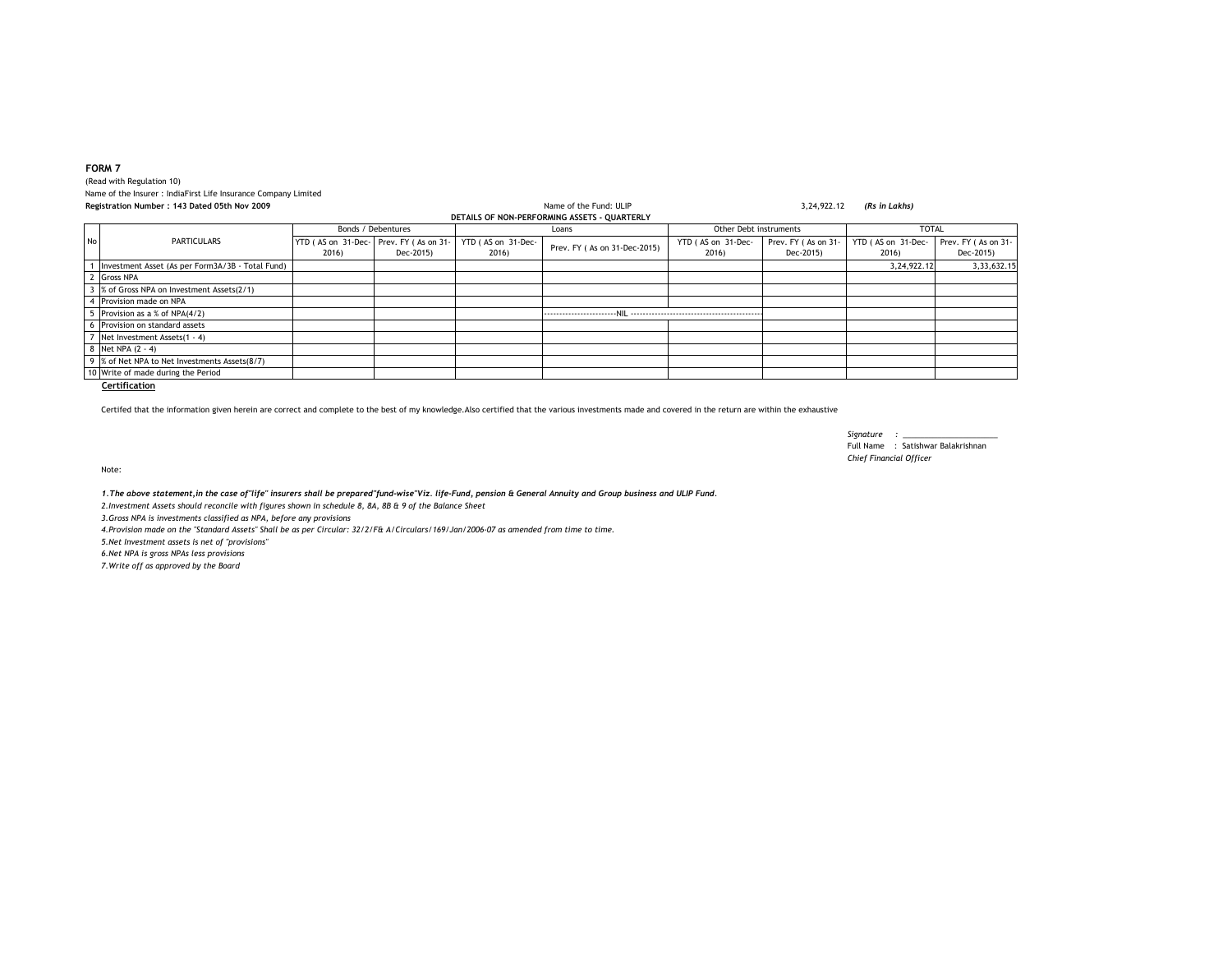**FORM 7**

(Read with Regulation 10)

Name of the Insurer : IndiaFirst Life Insurance Company Limited

**Registration Number : 143 Dated 05th Nov 2009**

Name of the Fund: ULIP 3,24,922.12 ***(Rs in Lakhs)***

**DETAILS OF NON-PERFORMING ASSETS - QUARTERLY**

| No | PARTICULARS | Bonds / Debentures | | Loans | | Other Debt instruments | | TOTAL | |
|---|---|---|---|---|---|---|---|---|---|
| | | YTD ( AS on 31-Dec-2016) | Prev. FY ( As on 31-Dec-2015) | YTD ( AS on 31-Dec-2016) | Prev. FY ( As on 31-Dec-2015) | YTD ( AS on 31-Dec-2016) | Prev. FY ( As on 31-Dec-2015) | YTD ( AS on 31-Dec-2016) | Prev. FY ( As on 31-Dec-2015) |
| 1 | Investment Asset (As per Form3A/3B - Total Fund) | | | | | | | 3,24,922.12 | 3,33,632.15 |
| 2 | Gross NPA | | | | | | | | |
| 3 | % of Gross NPA on Investment Assets(2/1) | | | | | | | | |
| 4 | Provision made on NPA | | | | | | | | |
| 5 | Provision as a % of NPA(4/2) | | | | ------------------------NIL ------------------------------------------- | | | | |
| 6 | Provision on standard assets | | | | | | | | |
| 7 | Net Investment Assets(1 - 4) | | | | | | | | |
| 8 | Net NPA (2 - 4) | | | | | | | | |
| 9 | % of Net NPA to Net Investments Assets(8/7) | | | | | | | | |
| 10 | Write of made during the Period | | | | | | | | |

**Certification**

Certifed that the information given herein are correct and complete to the best of my knowledge.Also certified that the various investments made and covered in the return are within the exhaustive

*Signature* : ______________________

Full Name : Satishwar Balakrishnan

*Chief Financial Officer*

Note:

*1.The above statement,in the case of"life" insurers shall be prepared"fund-wise"Viz. life-Fund, pension & General Annuity and Group business and ULIP Fund.*

*2.Investment Assets should reconcile with figures shown in schedule 8, 8A, 8B & 9 of the Balance Sheet*

*3.Gross NPA is investments classified as NPA, before any provisions*

*4.Provision made on the "Standard Assets" Shall be as per Circular: 32/2/F& A/Circulars/169/Jan/2006-07 as amended from time to time.*

*5.Net Investment assets is net of "provisions"*

*6.Net NPA is gross NPAs less provisions*

*7.Write off as approved by the Board*